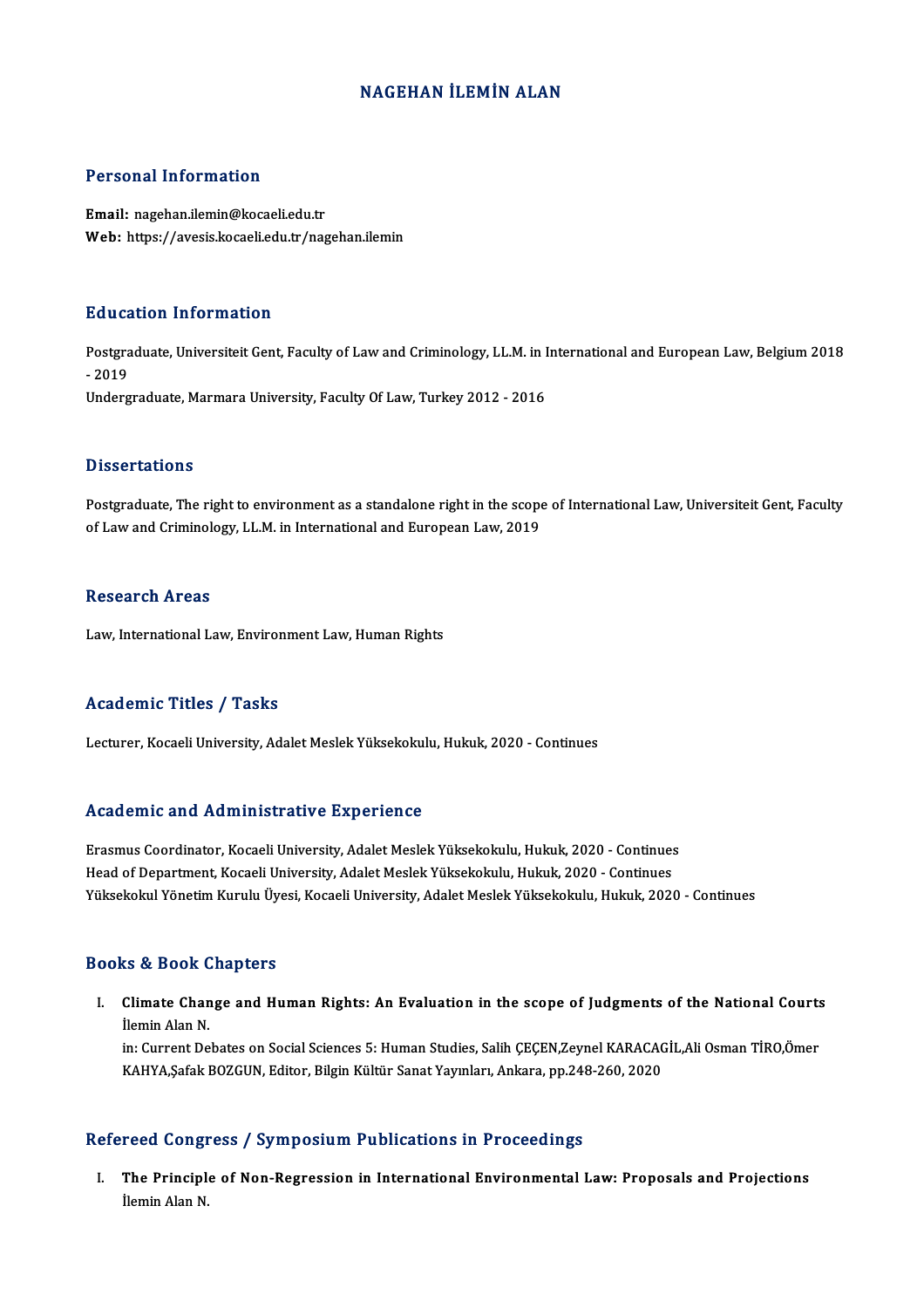# NAGEHAN İLEMİN ALAN

## Personal Information

**Email:** nagehan.ilemin@kocaeli.edu.tr
**Web:** https://avesis.kocaeli.edu.tr/nagehan.ilemin

## Education Information

Postgraduate, Universiteit Gent, Faculty of Law and Criminology, LL.M. in International and European Law, Belgium 2018 - 2019
Undergraduate, Marmara University, Faculty Of Law, Turkey 2012 - 2016

## Dissertations

Postgraduate, The right to environment as a standalone right in the scope of International Law, Universiteit Gent, Faculty of Law and Criminology, LL.M. in International and European Law, 2019

## Research Areas

Law, International Law, Environment Law, Human Rights

## Academic Titles / Tasks

Lecturer, Kocaeli University, Adalet Meslek Yüksekokulu, Hukuk, 2020 - Continues

## Academic and Administrative Experience

Erasmus Coordinator, Kocaeli University, Adalet Meslek Yüksekokulu, Hukuk, 2020 - Continues
Head of Department, Kocaeli University, Adalet Meslek Yüksekokulu, Hukuk, 2020 - Continues
Yüksekokul Yönetim Kurulu Üyesi, Kocaeli University, Adalet Meslek Yüksekokulu, Hukuk, 2020 - Continues

## Books & Book Chapters

I. **Climate Change and Human Rights: An Evaluation in the scope of Judgments of the National Courts**
İlemin Alan N.
in: Current Debates on Social Sciences 5: Human Studies, Salih ÇEÇEN,Zeynel KARACAGİL,Ali Osman TİRO,Ömer KAHYA,Şafak BOZGUN, Editor, Bilgin Kültür Sanat Yayınları, Ankara, pp.248-260, 2020

## Refereed Congress / Symposium Publications in Proceedings

I. **The Principle of Non-Regression in International Environmental Law: Proposals and Projections**
İlemin Alan N.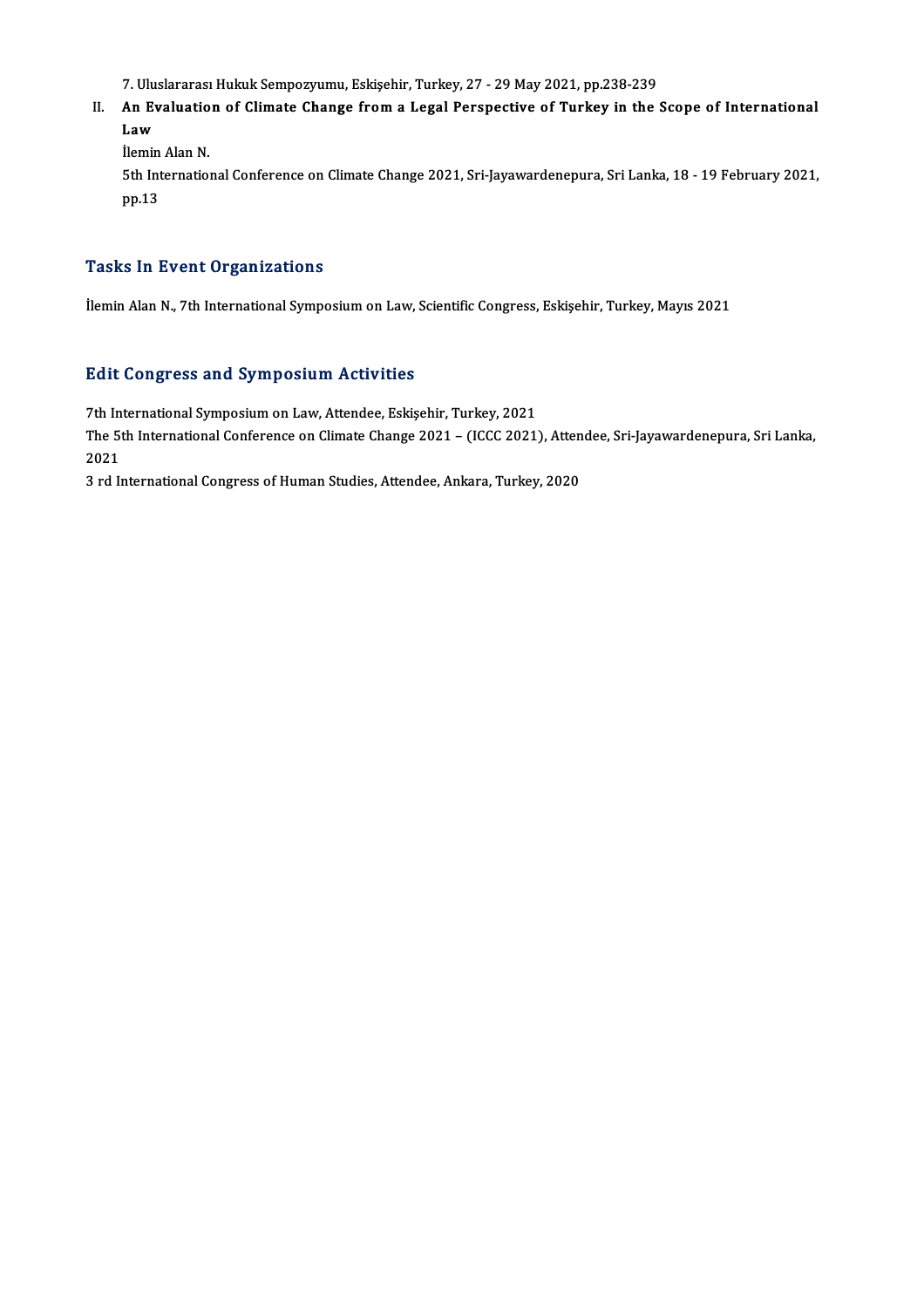7. Uluslararası Hukuk Sempozyumu, Eskişehir, Turkey, 27 - 29 May 2021, pp.238-239

II. **An Evaluation of Climate Change from a Legal Perspective of Turkey in the Scope of International Law**
İlemin Alan N.
5th International Conference on Climate Change 2021, Sri-Jayawardenepura, Sri Lanka, 18 - 19 February 2021, pp.13

## Tasks In Event Organizations

İlemin Alan N., 7th International Symposium on Law, Scientific Congress, Eskişehir, Turkey, Mayıs 2021

## Edit Congress and Symposium Activities

7th International Symposium on Law, Attendee, Eskişehir, Turkey, 2021

The 5th International Conference on Climate Change 2021 – (ICCC 2021), Attendee, Sri-Jayawardenepura, Sri Lanka, 2021

3 rd International Congress of Human Studies, Attendee, Ankara, Turkey, 2020